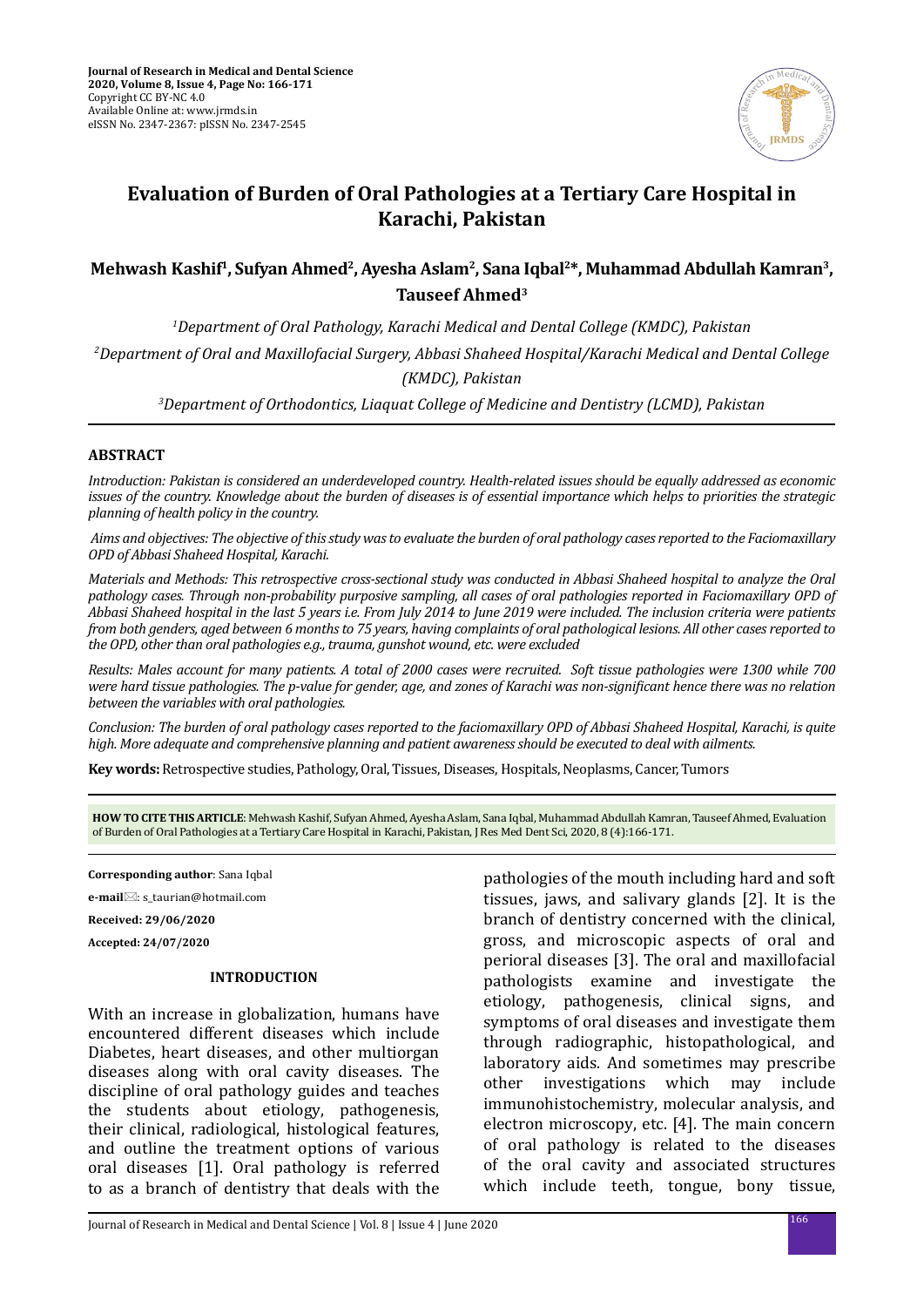# Evaluation of Burden of Oral Pathologies at a Tertiary Care Hospital in Karachi, Pakistan

**Mehwash Kashif[1], Sufyan Ahmed[2], Ayesha Aslam[2], Sana Iqbal[2]*, Muhammad Abdullah Kamran[3], Tauseef Ahmed[3]**

[1]*Department of Oral Pathology, Karachi Medical and Dental College (KMDC), Pakistan*

[2]*Department of Oral and Maxillofacial Surgery, Abbasi Shaheed Hospital/Karachi Medical and Dental College (KMDC), Pakistan*

[3]*Department of Orthodontics, Liaquat College of Medicine and Dentistry (LCMD), Pakistan*

## ABSTRACT

*Introduction: Pakistan is considered an underdeveloped country. Health-related issues should be equally addressed as economic issues of the country. Knowledge about the burden of diseases is of essential importance which helps to priorities the strategic planning of health policy in the country.*

*Aims and objectives: The objective of this study was to evaluate the burden of oral pathology cases reported to the Faciomaxillary OPD of Abbasi Shaheed Hospital, Karachi.*

*Materials and Methods: This retrospective cross-sectional study was conducted in Abbasi Shaheed hospital to analyze the Oral pathology cases. Through non-probability purposive sampling, all cases of oral pathologies reported in Faciomaxillary OPD of Abbasi Shaheed hospital in the last 5 years i.e. From July 2014 to June 2019 were included. The inclusion criteria were patients from both genders, aged between 6 months to 75 years, having complaints of oral pathological lesions. All other cases reported to the OPD, other than oral pathologies e.g., trauma, gunshot wound, etc. were excluded*

*Results: Males account for many patients. A total of 2000 cases were recruited. Soft tissue pathologies were 1300 while 700 were hard tissue pathologies. The p-value for gender, age, and zones of Karachi was non-significant hence there was no relation between the variables with oral pathologies.*

*Conclusion: The burden of oral pathology cases reported to the faciomaxillary OPD of Abbasi Shaheed Hospital, Karachi, is quite high. More adequate and comprehensive planning and patient awareness should be executed to deal with ailments.*

**Key words:** Retrospective studies, Pathology, Oral, Tissues, Diseases, Hospitals, Neoplasms, Cancer, Tumors

**HOW TO CITE THIS ARTICLE**: Mehwash Kashif, Sufyan Ahmed, Ayesha Aslam, Sana Iqbal, Muhammad Abdullah Kamran, Tauseef Ahmed, Evaluation of Burden of Oral Pathologies at a Tertiary Care Hospital in Karachi, Pakistan, J Res Med Dent Sci, 2020, 8 (4):166-171.

**Corresponding author**: Sana Iqbal

**e-mail**: s_taurian@hotmail.com

**Received: 29/06/2020**

**Accepted: 24/07/2020**

## INTRODUCTION

With an increase in globalization, humans have encountered different diseases which include Diabetes, heart diseases, and other multiorgan diseases along with oral cavity diseases. The discipline of oral pathology guides and teaches the students about etiology, pathogenesis, their clinical, radiological, histological features, and outline the treatment options of various oral diseases [1]. Oral pathology is referred to as a branch of dentistry that deals with the pathologies of the mouth including hard and soft tissues, jaws, and salivary glands [2]. It is the branch of dentistry concerned with the clinical, gross, and microscopic aspects of oral and perioral diseases [3]. The oral and maxillofacial pathologists examine and investigate the etiology, pathogenesis, clinical signs, and symptoms of oral diseases and investigate them through radiographic, histopathological, and laboratory aids. And sometimes may prescribe other investigations which may include immunohistochemistry, molecular analysis, and electron microscopy, etc. [4]. The main concern of oral pathology is related to the diseases of the oral cavity and associated structures which include teeth, tongue, bony tissue,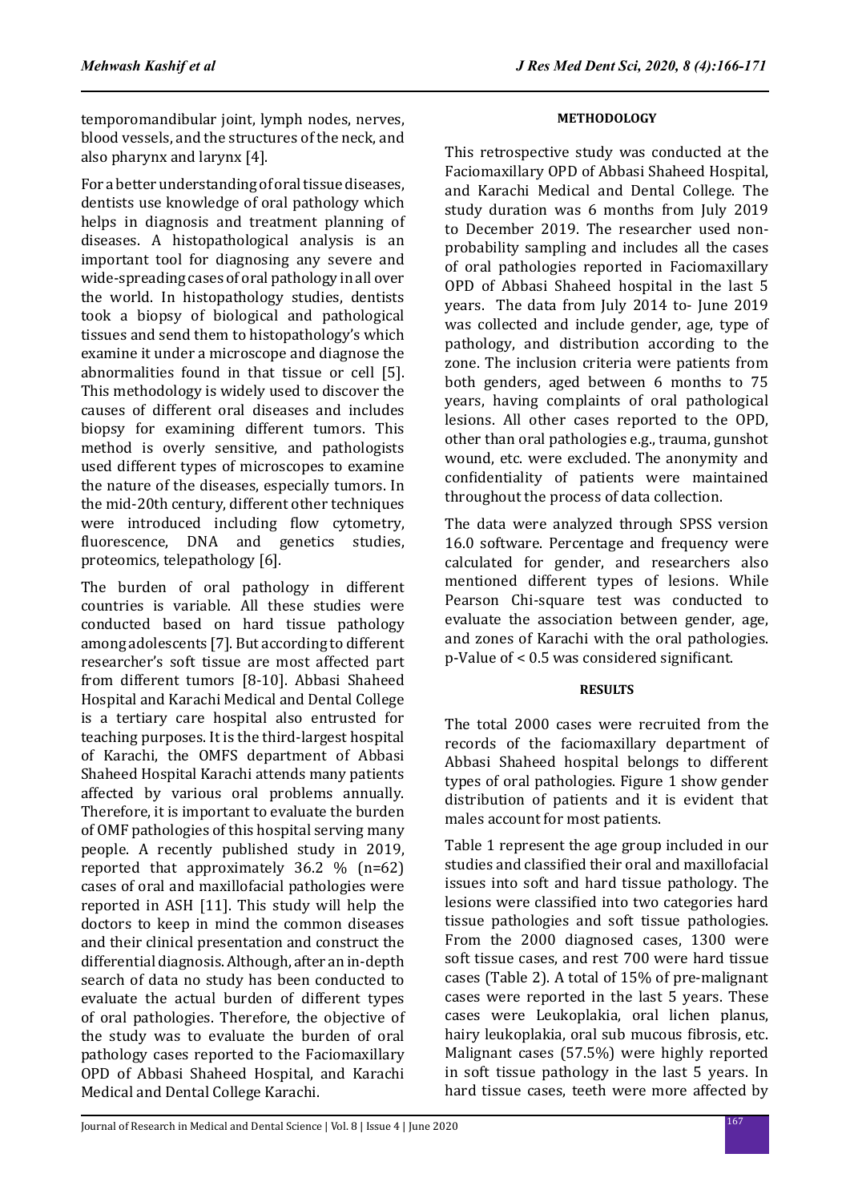temporomandibular joint, lymph nodes, nerves, blood vessels, and the structures of the neck, and also pharynx and larynx [4].

For a better understanding of oral tissue diseases, dentists use knowledge of oral pathology which helps in diagnosis and treatment planning of diseases. A histopathological analysis is an important tool for diagnosing any severe and wide-spreading cases of oral pathology in all over the world. In histopathology studies, dentists took a biopsy of biological and pathological tissues and send them to histopathology's which examine it under a microscope and diagnose the abnormalities found in that tissue or cell [5]. This methodology is widely used to discover the causes of different oral diseases and includes biopsy for examining different tumors. This method is overly sensitive, and pathologists used different types of microscopes to examine the nature of the diseases, especially tumors. In the mid-20th century, different other techniques were introduced including flow cytometry, fluorescence, DNA and genetics studies, proteomics, telepathology [6].

The burden of oral pathology in different countries is variable. All these studies were conducted based on hard tissue pathology among adolescents [7]. But according to different researcher's soft tissue are most affected part from different tumors [8-10]. Abbasi Shaheed Hospital and Karachi Medical and Dental College is a tertiary care hospital also entrusted for teaching purposes. It is the third-largest hospital of Karachi, the OMFS department of Abbasi Shaheed Hospital Karachi attends many patients affected by various oral problems annually. Therefore, it is important to evaluate the burden of OMF pathologies of this hospital serving many people. A recently published study in 2019, reported that approximately 36.2 % (n=62) cases of oral and maxillofacial pathologies were reported in ASH [11]. This study will help the doctors to keep in mind the common diseases and their clinical presentation and construct the differential diagnosis. Although, after an in-depth search of data no study has been conducted to evaluate the actual burden of different types of oral pathologies. Therefore, the objective of the study was to evaluate the burden of oral pathology cases reported to the Faciomaxillary OPD of Abbasi Shaheed Hospital, and Karachi Medical and Dental College Karachi.

## METHODOLOGY

This retrospective study was conducted at the Faciomaxillary OPD of Abbasi Shaheed Hospital, and Karachi Medical and Dental College. The study duration was 6 months from July 2019 to December 2019. The researcher used non-probability sampling and includes all the cases of oral pathologies reported in Faciomaxillary OPD of Abbasi Shaheed hospital in the last 5 years. The data from July 2014 to- June 2019 was collected and include gender, age, type of pathology, and distribution according to the zone. The inclusion criteria were patients from both genders, aged between 6 months to 75 years, having complaints of oral pathological lesions. All other cases reported to the OPD, other than oral pathologies e.g., trauma, gunshot wound, etc. were excluded. The anonymity and confidentiality of patients were maintained throughout the process of data collection.

The data were analyzed through SPSS version 16.0 software. Percentage and frequency were calculated for gender, and researchers also mentioned different types of lesions. While Pearson Chi-square test was conducted to evaluate the association between gender, age, and zones of Karachi with the oral pathologies. p-Value of < 0.5 was considered significant.

## RESULTS

The total 2000 cases were recruited from the records of the faciomaxillary department of Abbasi Shaheed hospital belongs to different types of oral pathologies. Figure 1 show gender distribution of patients and it is evident that males account for most patients.

Table 1 represent the age group included in our studies and classified their oral and maxillofacial issues into soft and hard tissue pathology. The lesions were classified into two categories hard tissue pathologies and soft tissue pathologies. From the 2000 diagnosed cases, 1300 were soft tissue cases, and rest 700 were hard tissue cases (Table 2). A total of 15% of pre-malignant cases were reported in the last 5 years. These cases were Leukoplakia, oral lichen planus, hairy leukoplakia, oral sub mucous fibrosis, etc. Malignant cases (57.5%) were highly reported in soft tissue pathology in the last 5 years. In hard tissue cases, teeth were more affected by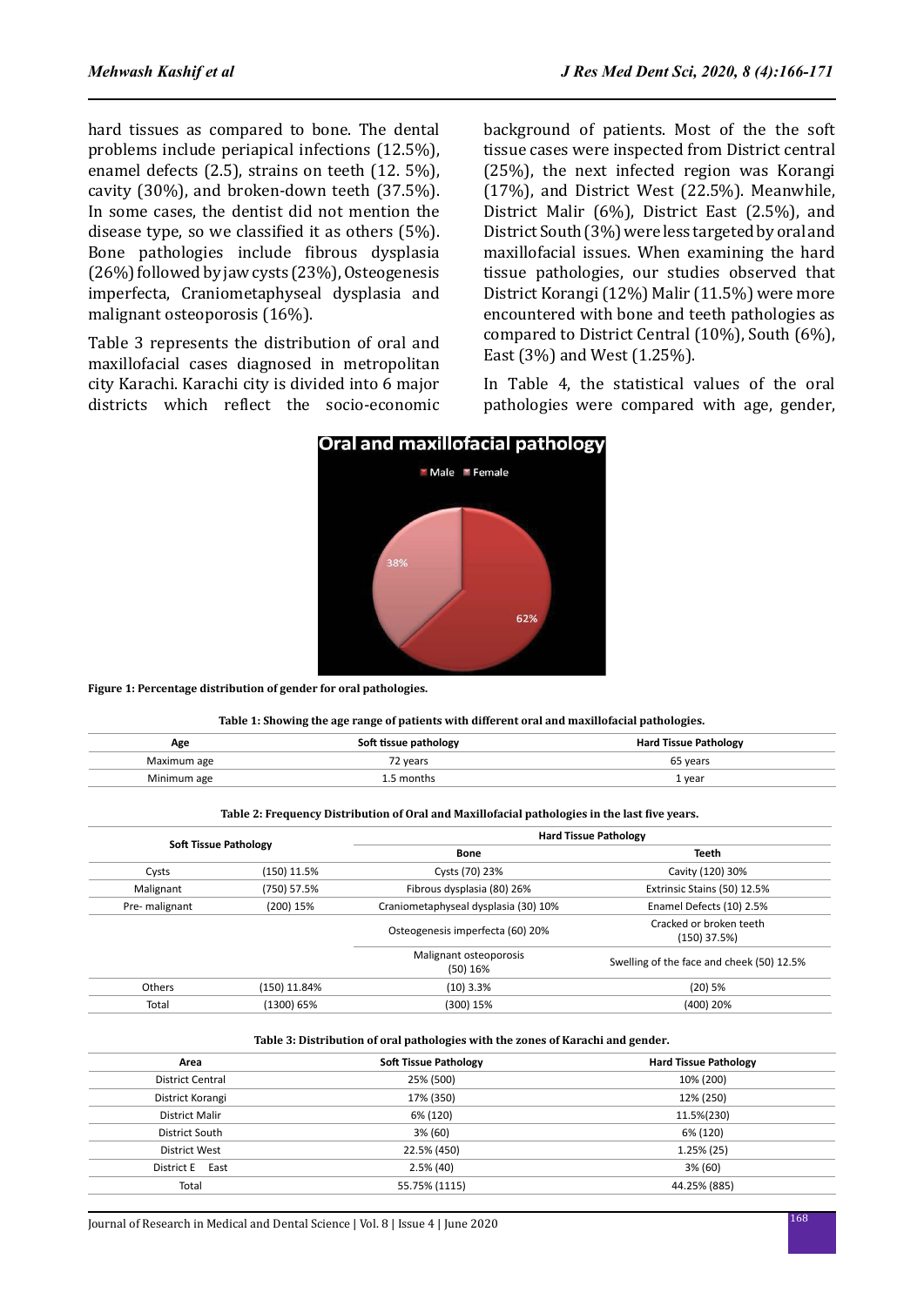hard tissues as compared to bone. The dental problems include periapical infections (12.5%), enamel defects (2.5), strains on teeth (12. 5%), cavity (30%), and broken-down teeth (37.5%). In some cases, the dentist did not mention the disease type, so we classified it as others (5%). Bone pathologies include fibrous dysplasia (26%) followed by jaw cysts (23%), Osteogenesis imperfecta, Craniometaphyseal dysplasia and malignant osteoporosis (16%).

Table 3 represents the distribution of oral and maxillofacial cases diagnosed in metropolitan city Karachi. Karachi city is divided into 6 major districts which reflect the socio-economic background of patients. Most of the the soft tissue cases were inspected from District central (25%), the next infected region was Korangi (17%), and District West (22.5%). Meanwhile, District Malir (6%), District East (2.5%), and District South (3%) were less targeted by oral and maxillofacial issues. When examining the hard tissue pathologies, our studies observed that District Korangi (12%) Malir (11.5%) were more encountered with bone and teeth pathologies as compared to District Central (10%), South (6%), East (3%) and West (1.25%).

In Table 4, the statistical values of the oral pathologies were compared with age, gender,

**Figure 1: Percentage distribution of gender for oral pathologies.**

**Table 1: Showing the age range of patients with different oral and maxillofacial pathologies.**

| Age | Soft tissue pathology | Hard Tissue Pathology |
|---|---|---|
| Maximum age | 72 years | 65 years |
| Minimum age | 1.5 months | 1 year |

**Table 2: Frequency Distribution of Oral and Maxillofacial pathologies in the last five years.**

| Soft Tissue Pathology | | Hard Tissue Pathology | |
|---|---|---|---|
| | | Bone | Teeth |
| Cysts | (150) 11.5% | Cysts (70) 23% | Cavity (120) 30% |
| Malignant | (750) 57.5% | Fibrous dysplasia (80) 26% | Extrinsic Stains (50) 12.5% |
| Pre- malignant | (200) 15% | Craniometaphyseal dysplasia (30) 10% | Enamel Defects (10) 2.5% |
| | | Osteogenesis imperfecta (60) 20% | Cracked or broken teeth (150) 37.5% |
| | | Malignant osteoporosis (50) 16% | Swelling of the face and cheek (50) 12.5% |
| Others | (150) 11.84% | (10) 3.3% | (20) 5% |
| Total | (1300) 65% | (300) 15% | (400) 20% |

**Table 3: Distribution of oral pathologies with the zones of Karachi and gender.**

| Area | Soft Tissue Pathology | Hard Tissue Pathology |
|---|---|---|
| District Central | 25% (500) | 10% (200) |
| District Korangi | 17% (350) | 12% (250) |
| District Malir | 6% (120) | 11.5%(230) |
| District South | 3% (60) | 6% (120) |
| District West | 22.5% (450) | 1.25% (25) |
| District E East | 2.5% (40) | 3% (60) |
| Total | 55.75% (1115) | 44.25% (885) |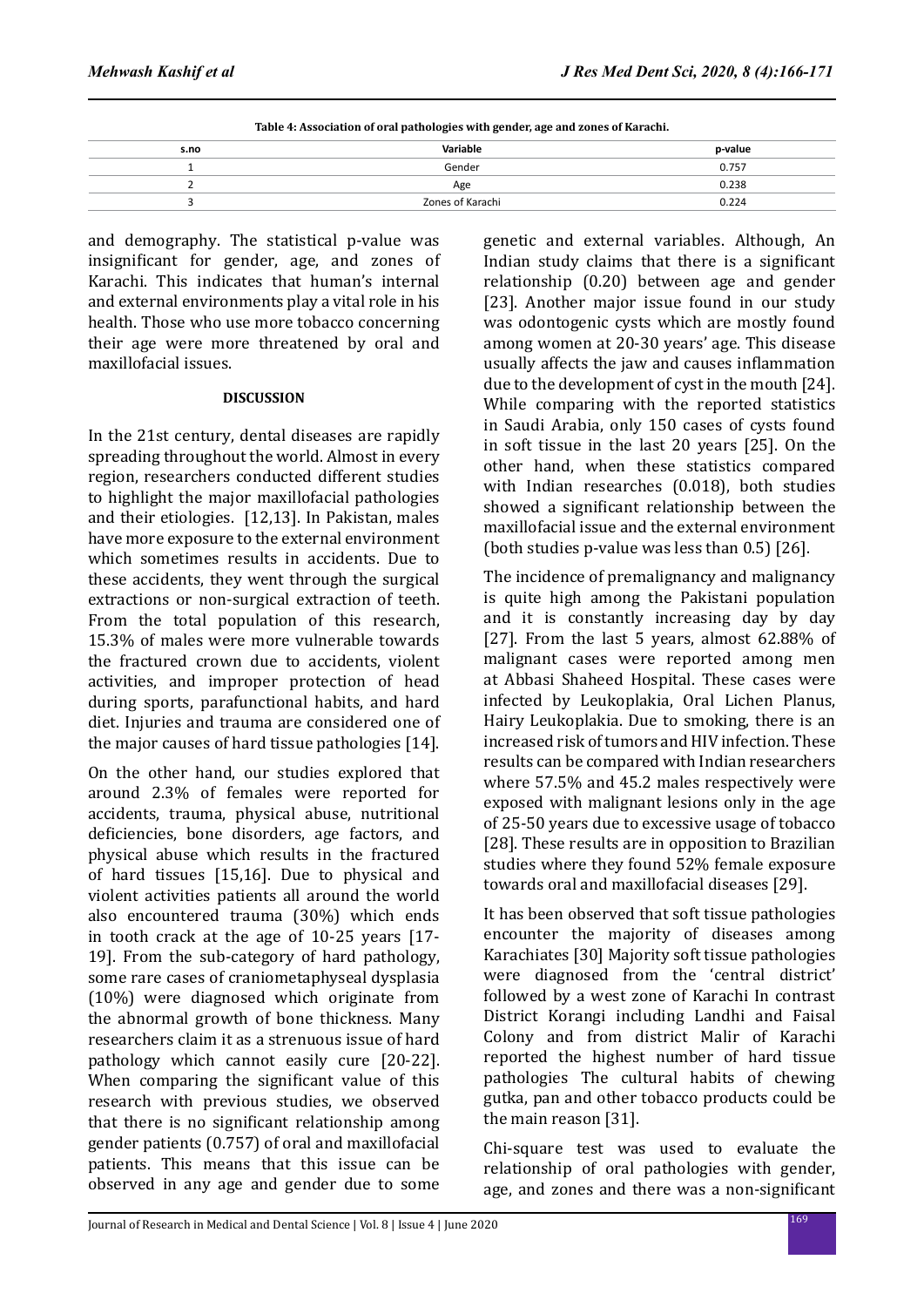**Table 4: Association of oral pathologies with gender, age and zones of Karachi.**

| s.no | Variable | p-value |
|---|---|---|
| 1 | Gender | 0.757 |
| 2 | Age | 0.238 |
| 3 | Zones of Karachi | 0.224 |

and demography. The statistical p-value was insignificant for gender, age, and zones of Karachi. This indicates that human's internal and external environments play a vital role in his health. Those who use more tobacco concerning their age were more threatened by oral and maxillofacial issues.

## DISCUSSION

In the 21st century, dental diseases are rapidly spreading throughout the world. Almost in every region, researchers conducted different studies to highlight the major maxillofacial pathologies and their etiologies. [12,13]. In Pakistan, males have more exposure to the external environment which sometimes results in accidents. Due to these accidents, they went through the surgical extractions or non-surgical extraction of teeth. From the total population of this research, 15.3% of males were more vulnerable towards the fractured crown due to accidents, violent activities, and improper protection of head during sports, parafunctional habits, and hard diet. Injuries and trauma are considered one of the major causes of hard tissue pathologies [14].

On the other hand, our studies explored that around 2.3% of females were reported for accidents, trauma, physical abuse, nutritional deficiencies, bone disorders, age factors, and physical abuse which results in the fractured of hard tissues [15,16]. Due to physical and violent activities patients all around the world also encountered trauma (30%) which ends in tooth crack at the age of 10-25 years [17-19]. From the sub-category of hard pathology, some rare cases of craniometaphyseal dysplasia (10%) were diagnosed which originate from the abnormal growth of bone thickness. Many researchers claim it as a strenuous issue of hard pathology which cannot easily cure [20-22]. When comparing the significant value of this research with previous studies, we observed that there is no significant relationship among gender patients (0.757) of oral and maxillofacial patients. This means that this issue can be observed in any age and gender due to some genetic and external variables. Although, An Indian study claims that there is a significant relationship (0.20) between age and gender [23]. Another major issue found in our study was odontogenic cysts which are mostly found among women at 20-30 years' age. This disease usually affects the jaw and causes inflammation due to the development of cyst in the mouth [24]. While comparing with the reported statistics in Saudi Arabia, only 150 cases of cysts found in soft tissue in the last 20 years [25]. On the other hand, when these statistics compared with Indian researches (0.018), both studies showed a significant relationship between the maxillofacial issue and the external environment (both studies p-value was less than 0.5) [26].

The incidence of premalignancy and malignancy is quite high among the Pakistani population and it is constantly increasing day by day [27]. From the last 5 years, almost 62.88% of malignant cases were reported among men at Abbasi Shaheed Hospital. These cases were infected by Leukoplakia, Oral Lichen Planus, Hairy Leukoplakia. Due to smoking, there is an increased risk of tumors and HIV infection. These results can be compared with Indian researchers where 57.5% and 45.2 males respectively were exposed with malignant lesions only in the age of 25-50 years due to excessive usage of tobacco [28]. These results are in opposition to Brazilian studies where they found 52% female exposure towards oral and maxillofacial diseases [29].

It has been observed that soft tissue pathologies encounter the majority of diseases among Karachiates [30] Majority soft tissue pathologies were diagnosed from the 'central district' followed by a west zone of Karachi In contrast District Korangi including Landhi and Faisal Colony and from district Malir of Karachi reported the highest number of hard tissue pathologies The cultural habits of chewing gutka, pan and other tobacco products could be the main reason [31].

Chi-square test was used to evaluate the relationship of oral pathologies with gender, age, and zones and there was a non-significant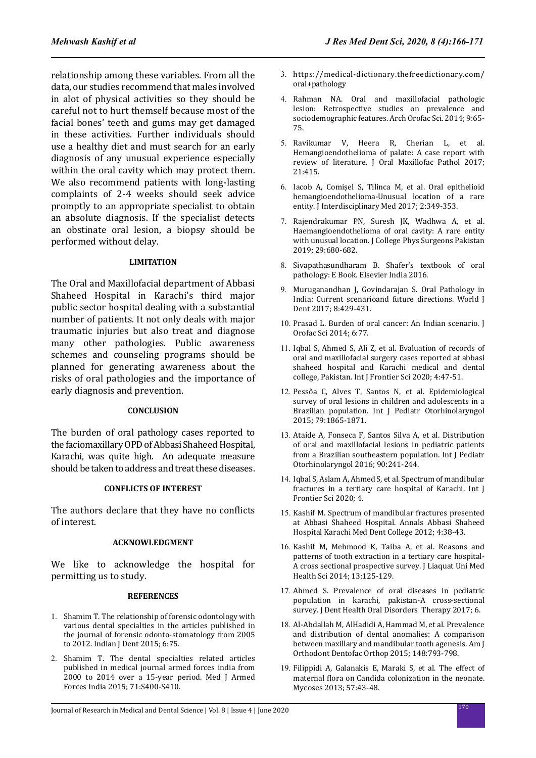relationship among these variables. From all the data, our studies recommend that males involved in alot of physical activities so they should be careful not to hurt themself because most of the facial bones' teeth and gums may get damaged in these activities. Further individuals should use a healthy diet and must search for an early diagnosis of any unusual experience especially within the oral cavity which may protect them. We also recommend patients with long-lasting complaints of 2-4 weeks should seek advice promptly to an appropriate specialist to obtain an absolute diagnosis. If the specialist detects an obstinate oral lesion, a biopsy should be performed without delay.

## LIMITATION

The Oral and Maxillofacial department of Abbasi Shaheed Hospital in Karachi's third major public sector hospital dealing with a substantial number of patients. It not only deals with major traumatic injuries but also treat and diagnose many other pathologies. Public awareness schemes and counseling programs should be planned for generating awareness about the risks of oral pathologies and the importance of early diagnosis and prevention.

## CONCLUSION

The burden of oral pathology cases reported to the faciomaxillary OPD of Abbasi Shaheed Hospital, Karachi, was quite high. An adequate measure should be taken to address and treat these diseases.

## CONFLICTS OF INTEREST

The authors declare that they have no conflicts of interest.

## ACKNOWLEDGMENT

We like to acknowledge the hospital for permitting us to study.

## REFERENCES

1. Shamim T. The relationship of forensic odontology with various dental specialties in the articles published in the journal of forensic odonto-stomatology from 2005 to 2012. Indian J Dent 2015; 6:75.
2. Shamim T. The dental specialties related articles published in medical journal armed forces india from 2000 to 2014 over a 15-year period. Med J Armed Forces India 2015; 71:S400-S410.
3. https://medical-dictionary.thefreedictionary.com/oral+pathology
4. Rahman NA. Oral and maxillofacial pathologic lesion: Retrospective studies on prevalence and sociodemographic features. Arch Orofac Sci. 2014; 9:65-75.
5. Ravikumar V, Heera R, Cherian L, et al. Hemangioendothelioma of palate: A case report with review of literature. J Oral Maxillofac Pathol 2017; 21:415.
6. Iacob A, Comişel S, Tilinca M, et al. Oral epithelioid hemangioendothelioma-Unusual location of a rare entity. J Interdisciplinary Med 2017; 2:349-353.
7. Rajendrakumar PN, Suresh JK, Wadhwa A, et al. Haemangioendothelioma of oral cavity: A rare entity with unusual location. J College Phys Surgeons Pakistan 2019; 29:680-682.
8. Sivapathasundharam B. Shafer's textbook of oral pathology: E Book. Elsevier India 2016.
9. Muruganandhan J, Govindarajan S. Oral Pathology in India: Current scenarioand future directions. World J Dent 2017; 8:429-431.
10. Prasad L. Burden of oral cancer: An Indian scenario. J Orofac Sci 2014; 6:77.
11. Iqbal S, Ahmed S, Ali Z, et al. Evaluation of records of oral and maxillofacial surgery cases reported at abbasi shaheed hospital and Karachi medical and dental college, Pakistan. Int J Frontier Sci 2020; 4:47-51.
12. Pessôa C, Alves T, Santos N, et al. Epidemiological survey of oral lesions in children and adolescents in a Brazilian population. Int J Pediatr Otorhinolaryngol 2015; 79:1865-1871.
13. Ataíde A, Fonseca F, Santos Silva A, et al. Distribution of oral and maxillofacial lesions in pediatric patients from a Brazilian southeastern population. Int J Pediatr Otorhinolaryngol 2016; 90:241-244.
14. Iqbal S, Aslam A, Ahmed S, et al. Spectrum of mandibular fractures in a tertiary care hospital of Karachi. Int J Frontier Sci 2020; 4.
15. Kashif M. Spectrum of mandibular fractures presented at Abbasi Shaheed Hospital. Annals Abbasi Shaheed Hospital Karachi Med Dent College 2012; 4:38-43.
16. Kashif M, Mehmood K, Taiba A, et al. Reasons and patterns of tooth extraction in a tertiary care hospital-A cross sectional prospective survey. J Liaquat Uni Med Health Sci 2014; 13:125-129.
17. Ahmed S. Prevalence of oral diseases in pediatric population in karachi, pakistan-A cross-sectional survey. J Dent Health Oral Disorders Therapy 2017; 6.
18. Al-Abdallah M, AlHadidi A, Hammad M, et al. Prevalence and distribution of dental anomalies: A comparison between maxillary and mandibular tooth agenesis. Am J Orthodont Dentofac Orthop 2015; 148:793-798.
19. Filippidi A, Galanakis E, Maraki S, et al. The effect of maternal flora on Candida colonization in the neonate. Mycoses 2013; 57:43-48.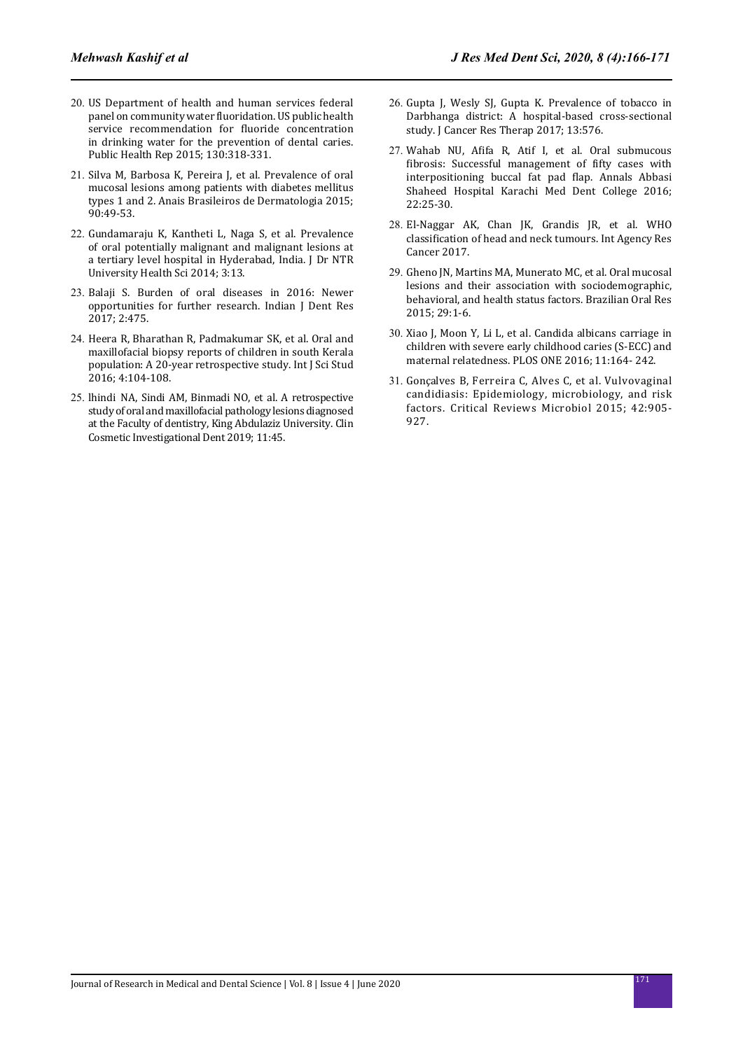20. US Department of health and human services federal panel on community water fluoridation. US public health service recommendation for fluoride concentration in drinking water for the prevention of dental caries. Public Health Rep 2015; 130:318-331.

21. Silva M, Barbosa K, Pereira J, et al. Prevalence of oral mucosal lesions among patients with diabetes mellitus types 1 and 2. Anais Brasileiros de Dermatologia 2015; 90:49-53.

22. Gundamaraju K, Kantheti L, Naga S, et al. Prevalence of oral potentially malignant and malignant lesions at a tertiary level hospital in Hyderabad, India. J Dr NTR University Health Sci 2014; 3:13.

23. Balaji S. Burden of oral diseases in 2016: Newer opportunities for further research. Indian J Dent Res 2017; 2:475.

24. Heera R, Bharathan R, Padmakumar SK, et al. Oral and maxillofacial biopsy reports of children in south Kerala population: A 20-year retrospective study. Int J Sci Stud 2016; 4:104-108.

25. lhindi NA, Sindi AM, Binmadi NO, et al. A retrospective study of oral and maxillofacial pathology lesions diagnosed at the Faculty of dentistry, King Abdulaziz University. Clin Cosmetic Investigational Dent 2019; 11:45.

26. Gupta J, Wesly SJ, Gupta K. Prevalence of tobacco in Darbhanga district: A hospital-based cross-sectional study. J Cancer Res Therap 2017; 13:576.

27. Wahab NU, Afifa R, Atif I, et al. Oral submucous fibrosis: Successful management of fifty cases with interpositioning buccal fat pad flap. Annals Abbasi Shaheed Hospital Karachi Med Dent College 2016; 22:25-30.

28. El-Naggar AK, Chan JK, Grandis JR, et al. WHO classification of head and neck tumours. Int Agency Res Cancer 2017.

29. Gheno JN, Martins MA, Munerato MC, et al. Oral mucosal lesions and their association with sociodemographic, behavioral, and health status factors. Brazilian Oral Res 2015; 29:1-6.

30. Xiao J, Moon Y, Li L, et al. Candida albicans carriage in children with severe early childhood caries (S-ECC) and maternal relatedness. PLOS ONE 2016; 11:164- 242.

31. Gonçalves B, Ferreira C, Alves C, et al. Vulvovaginal candidiasis: Epidemiology, microbiology, and risk factors. Critical Reviews Microbiol 2015; 42:905-927.